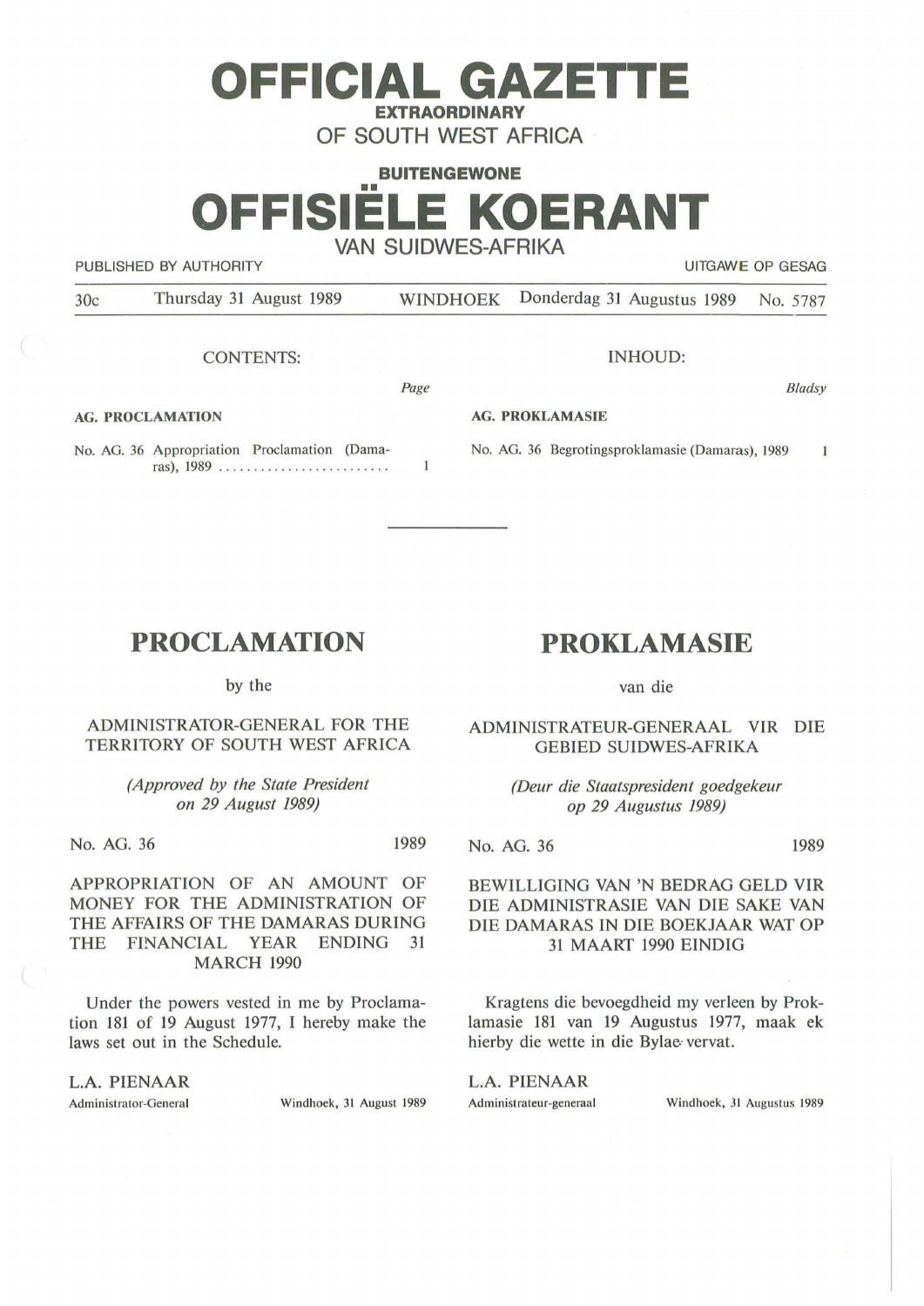# OFFICIAL GAZETTE

**EXTRAORDINARY**

OF SOUTH WEST AFRICA

**BUITENGEWONE**

# OFFISIËLE KOERANT

VAN SUIDWES-AFRIKA

PUBLISHED BY AUTHORITY — UITGAWE OP GESAG

30c — Thursday 31 August 1989 — WINDHOEK — Donderdag 31 Augustus 1989 — No. 5787

CONTENTS:

| | Page |
|---|---|
| **AG. PROCLAMATION** | |
| No. AG. 36 Appropriation Proclamation (Damaras), 1989 ........................ | 1 |

INHOUD:

| | Bladsy |
|---|---|
| **AG. PROKLAMASIE** | |
| No. AG. 36 Begrotingsproklamasie (Damaras), 1989 | 1 |

---

## PROCLAMATION

by the

ADMINISTRATOR-GENERAL FOR THE TERRITORY OF SOUTH WEST AFRICA

*(Approved by the State President on 29 August 1989)*

No. AG. 36 — 1989

APPROPRIATION OF AN AMOUNT OF MONEY FOR THE ADMINISTRATION OF THE AFFAIRS OF THE DAMARAS DURING THE FINANCIAL YEAR ENDING 31 MARCH 1990

Under the powers vested in me by Proclamation 181 of 19 August 1977, I hereby make the laws set out in the Schedule.

L.A. PIENAAR

Administrator-General — Windhoek, 31 August 1989

## PROKLAMASIE

van die

ADMINISTRATEUR-GENERAAL VIR DIE GEBIED SUIDWES-AFRIKA

*(Deur die Staatspresident goedgekeur op 29 Augustus 1989)*

No. AG. 36 — 1989

BEWILLIGING VAN 'N BEDRAG GELD VIR DIE ADMINISTRASIE VAN DIE SAKE VAN DIE DAMARAS IN DIE BOEKJAAR WAT OP 31 MAART 1990 EINDIG

Kragtens die bevoegdheid my verleen by Proklamasie 181 van 19 Augustus 1977, maak ek hierby die wette in die Bylae vervat.

L.A. PIENAAR

Administrateur-generaal — Windhoek, 31 Augustus 1989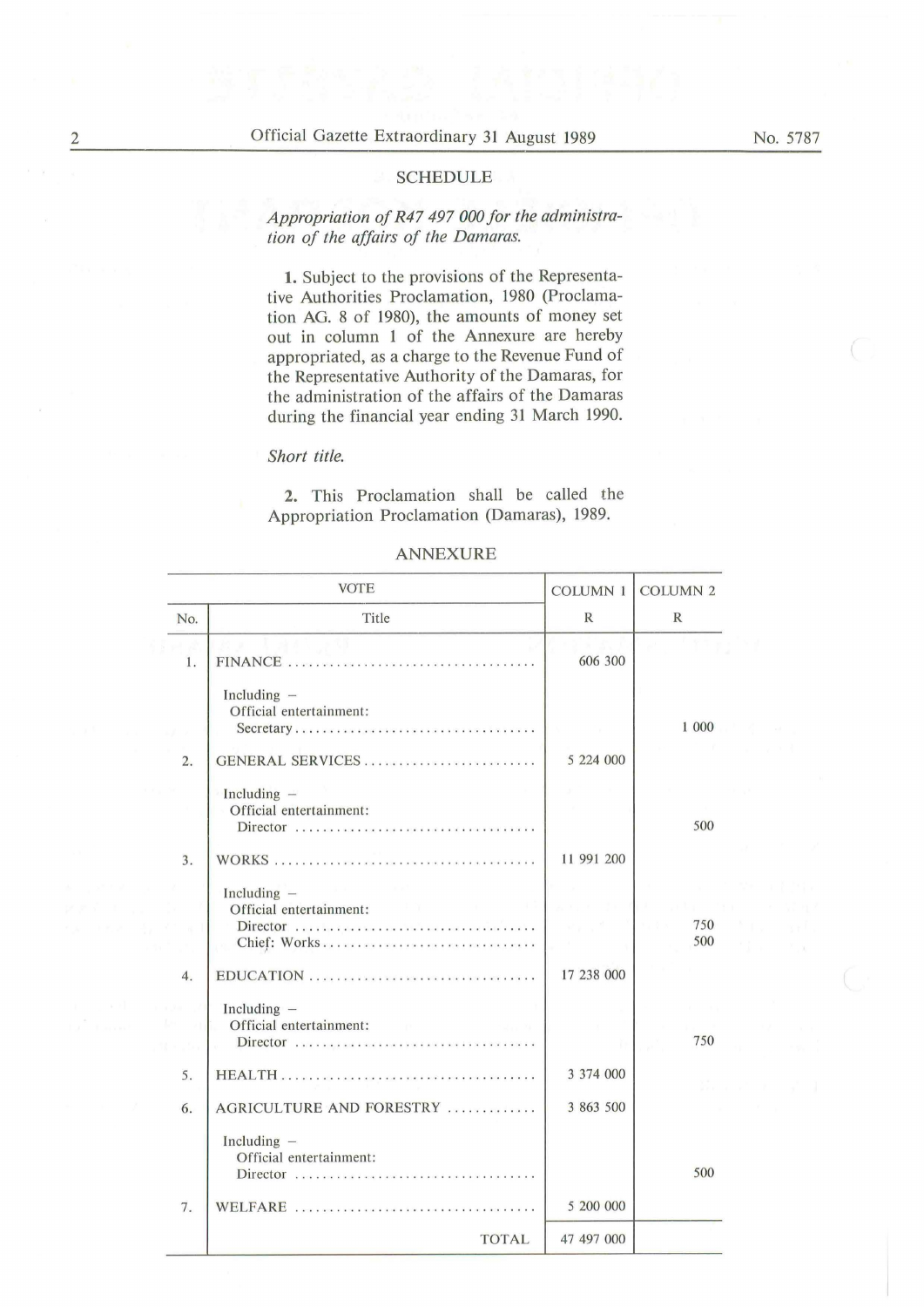## SCHEDULE

*Appropriation of R47 497 000 for the administration of the affairs of the Damaras.*

**1.** Subject to the provisions of the Representative Authorities Proclamation, 1980 (Proclamation AG. 8 of 1980), the amounts of money set out in column 1 of the Annexure are hereby appropriated, as a charge to the Revenue Fund of the Representative Authority of the Damaras, for the administration of the affairs of the Damaras during the financial year ending 31 March 1990.

*Short title.*

**2.** This Proclamation shall be called the Appropriation Proclamation (Damaras), 1989.

## ANNEXURE

| VOTE | | COLUMN 1 | COLUMN 2 |
|---|---|---|---|
| No. | Title | R | R |
| 1. | FINANCE | 606 300 | |
| | Including – Official entertainment: Secretary | | 1 000 |
| 2. | GENERAL SERVICES | 5 224 000 | |
| | Including – Official entertainment: Director | | 500 |
| 3. | WORKS | 11 991 200 | |
| | Including – Official entertainment: Director | | 750 |
| | Chief: Works | | 500 |
| 4. | EDUCATION | 17 238 000 | |
| | Including – Official entertainment: Director | | 750 |
| 5. | HEALTH | 3 374 000 | |
| 6. | AGRICULTURE AND FORESTRY | 3 863 500 | |
| | Including – Official entertainment: Director | | 500 |
| 7. | WELFARE | 5 200 000 | |
| | TOTAL | 47 497 000 | |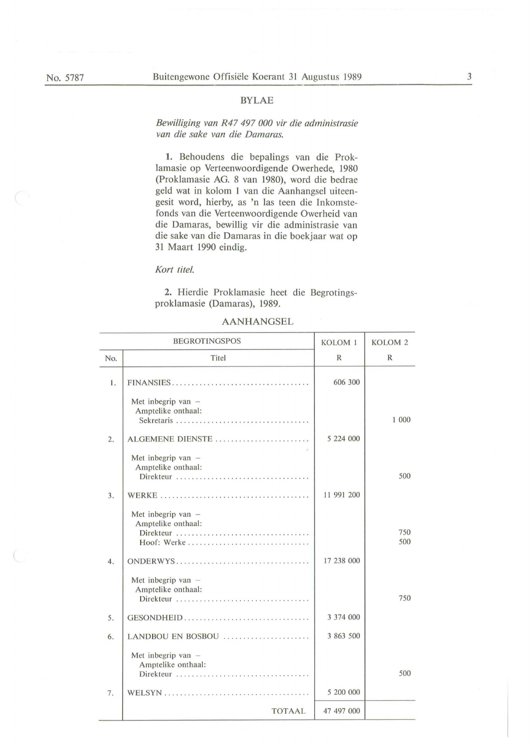# BYLAE

*Bewilliging van R47 497 000 vir die administrasie van die sake van die Damaras.*

**1.** Behoudens die bepalings van die Proklamasie op Verteenwoordigende Owerhede, 1980 (Proklamasie AG. 8 van 1980), word die bedrae geld wat in kolom 1 van die Aanhangsel uiteengesit word, hierby, as 'n las teen die Inkomstefonds van die Verteenwoordigende Owerheid van die Damaras, bewillig vir die administrasie van die sake van die Damaras in die boekjaar wat op 31 Maart 1990 eindig.

*Kort titel.*

**2.** Hierdie Proklamasie heet die Begrotingsproklamasie (Damaras), 1989.

## AANHANGSEL

| BEGROTINGSPOS | | KOLOM 1 | KOLOM 2 |
|---|---|---|---|
| No. | Titel | R | R |
| 1. | FINANSIES | 606 300 | |
| | Met inbegrip van – Amptelike onthaal: Sekretaris | | 1 000 |
| 2. | ALGEMENE DIENSTE | 5 224 000 | |
| | Met inbegrip van – Amptelike onthaal: Direkteur | | 500 |
| 3. | WERKE | 11 991 200 | |
| | Met inbegrip van – Amptelike onthaal: Direkteur | | 750 |
| | Hoof: Werke | | 500 |
| 4. | ONDERWYS | 17 238 000 | |
| | Met inbegrip van – Amptelike onthaal: Direkteur | | 750 |
| 5. | GESONDHEID | 3 374 000 | |
| 6. | LANDBOU EN BOSBOU | 3 863 500 | |
| | Met inbegrip van – Amptelike onthaal: Direkteur | | 500 |
| 7. | WELSYN | 5 200 000 | |
| | TOTAAL | 47 497 000 | |